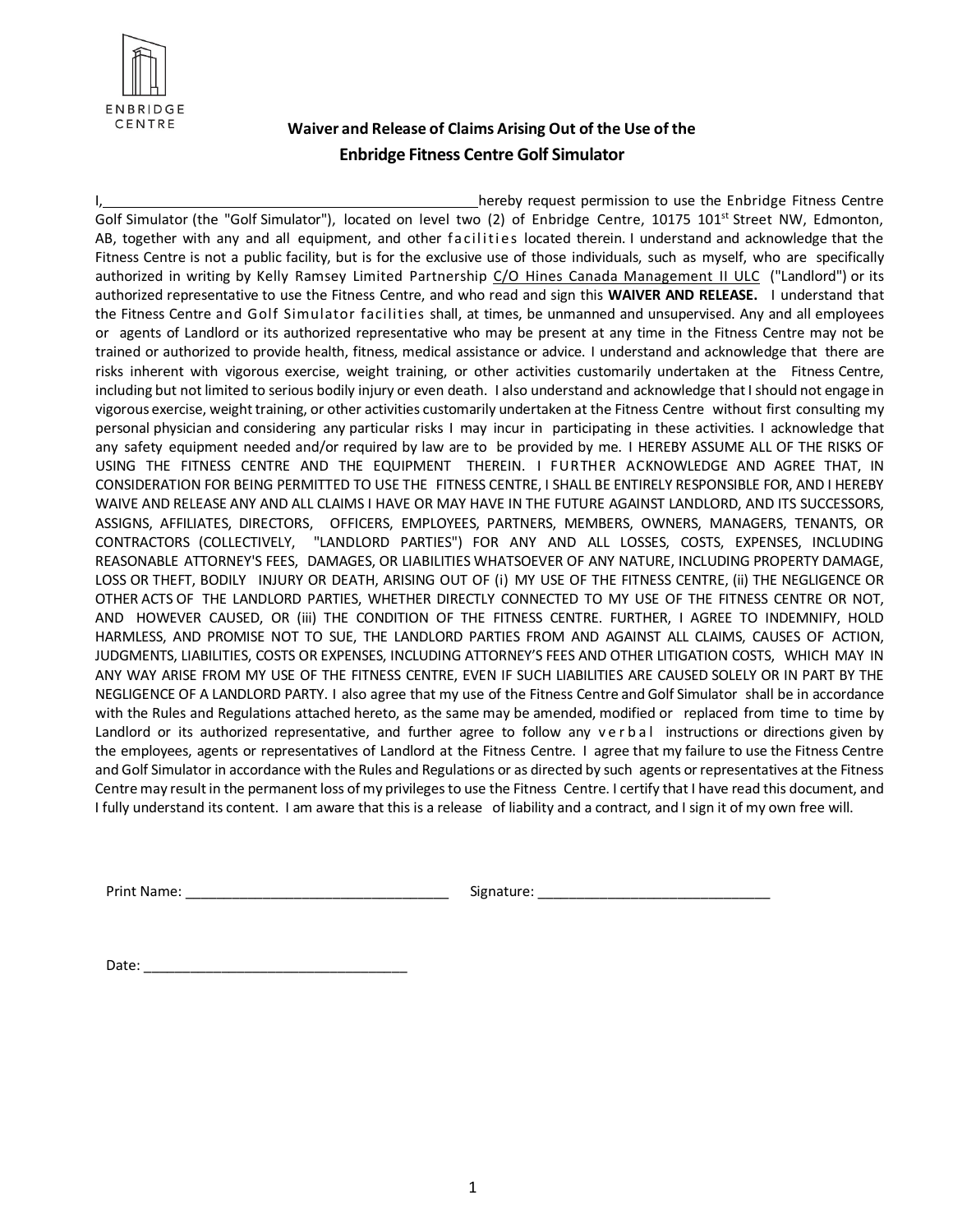ENBRIDGE CENTRE

**Waiver and Release of Claims Arising Out of the Use of the**

**Enbridge Fitness Centre Golf Simulator**

I,\_\_\_\_\_\_\_\_\_\_\_\_\_\_\_\_\_\_\_\_\_\_\_\_\_\_\_\_\_\_\_\_\_\_\_\_\_\_\_\_\_\_\_\_\_\_\_\_hereby request permission to use the Enbridge Fitness Centre Golf Simulator (the "Golf Simulator"), located on level two (2) of Enbridge Centre, 10175 101st Street NW, Edmonton, AB, together with any and all equipment, and other facilities located therein. I understand and acknowledge that the Fitness Centre is not a public facility, but is for the exclusive use of those individuals, such as myself, who are specifically authorized in writing by Kelly Ramsey Limited Partnership C/O Hines Canada Management II ULC ("Landlord") or its authorized representative to use the Fitness Centre, and who read and sign this **WAIVER AND RELEASE.** I understand that the Fitness Centre and Golf Simulator facilities shall, at times, be unmanned and unsupervised. Any and all employees or agents of Landlord or its authorized representative who may be present at any time in the Fitness Centre may not be trained or authorized to provide health, fitness, medical assistance or advice. I understand and acknowledge that there are risks inherent with vigorous exercise, weight training, or other activities customarily undertaken at the Fitness Centre, including but not limited to serious bodily injury or even death. I also understand and acknowledge that I should not engage in vigorous exercise, weight training, or other activities customarily undertaken at the Fitness Centre without first consulting my personal physician and considering any particular risks I may incur in participating in these activities. I acknowledge that any safety equipment needed and/or required by law are to be provided by me. I HEREBY ASSUME ALL OF THE RISKS OF USING THE FITNESS CENTRE AND THE EQUIPMENT THEREIN. I FURTHER ACKNOWLEDGE AND AGREE THAT, IN CONSIDERATION FOR BEING PERMITTED TO USE THE FITNESS CENTRE, I SHALL BE ENTIRELY RESPONSIBLE FOR, AND I HEREBY WAIVE AND RELEASE ANY AND ALL CLAIMS I HAVE OR MAY HAVE IN THE FUTURE AGAINST LANDLORD, AND ITS SUCCESSORS, ASSIGNS, AFFILIATES, DIRECTORS, OFFICERS, EMPLOYEES, PARTNERS, MEMBERS, OWNERS, MANAGERS, TENANTS, OR CONTRACTORS (COLLECTIVELY, "LANDLORD PARTIES") FOR ANY AND ALL LOSSES, COSTS, EXPENSES, INCLUDING REASONABLE ATTORNEY'S FEES, DAMAGES, OR LIABILITIES WHATSOEVER OF ANY NATURE, INCLUDING PROPERTY DAMAGE, LOSS OR THEFT, BODILY INJURY OR DEATH, ARISING OUT OF (i) MY USE OF THE FITNESS CENTRE, (ii) THE NEGLIGENCE OR OTHER ACTS OF THE LANDLORD PARTIES, WHETHER DIRECTLY CONNECTED TO MY USE OF THE FITNESS CENTRE OR NOT, AND HOWEVER CAUSED, OR (iii) THE CONDITION OF THE FITNESS CENTRE. FURTHER, I AGREE TO INDEMNIFY, HOLD HARMLESS, AND PROMISE NOT TO SUE, THE LANDLORD PARTIES FROM AND AGAINST ALL CLAIMS, CAUSES OF ACTION, JUDGMENTS, LIABILITIES, COSTS OR EXPENSES, INCLUDING ATTORNEY'S FEES AND OTHER LITIGATION COSTS, WHICH MAY IN ANY WAY ARISE FROM MY USE OF THE FITNESS CENTRE, EVEN IF SUCH LIABILITIES ARE CAUSED SOLELY OR IN PART BY THE NEGLIGENCE OF A LANDLORD PARTY. I also agree that my use of the Fitness Centre and Golf Simulator shall be in accordance with the Rules and Regulations attached hereto, as the same may be amended, modified or replaced from time to time by Landlord or its authorized representative, and further agree to follow any verbal instructions or directions given by the employees, agents or representatives of Landlord at the Fitness Centre. I agree that my failure to use the Fitness Centre and Golf Simulator in accordance with the Rules and Regulations or as directed by such agents or representatives at the Fitness Centre may result in the permanent loss of my privileges to use the Fitness Centre. I certify that I have read this document, and I fully understand its content. I am aware that this is a release of liability and a contract, and I sign it of my own free will.

Print Name: \_\_\_\_\_\_\_\_\_\_\_\_\_\_\_\_\_\_\_\_\_\_\_\_\_\_\_\_\_\_\_\_\_\_\_ Signature: \_\_\_\_\_\_\_\_\_\_\_\_\_\_\_\_\_\_\_\_\_\_\_\_\_\_\_\_\_\_\_

Date: \_\_\_\_\_\_\_\_\_\_\_\_\_\_\_\_\_\_\_\_\_\_\_\_\_\_\_\_\_\_\_\_\_\_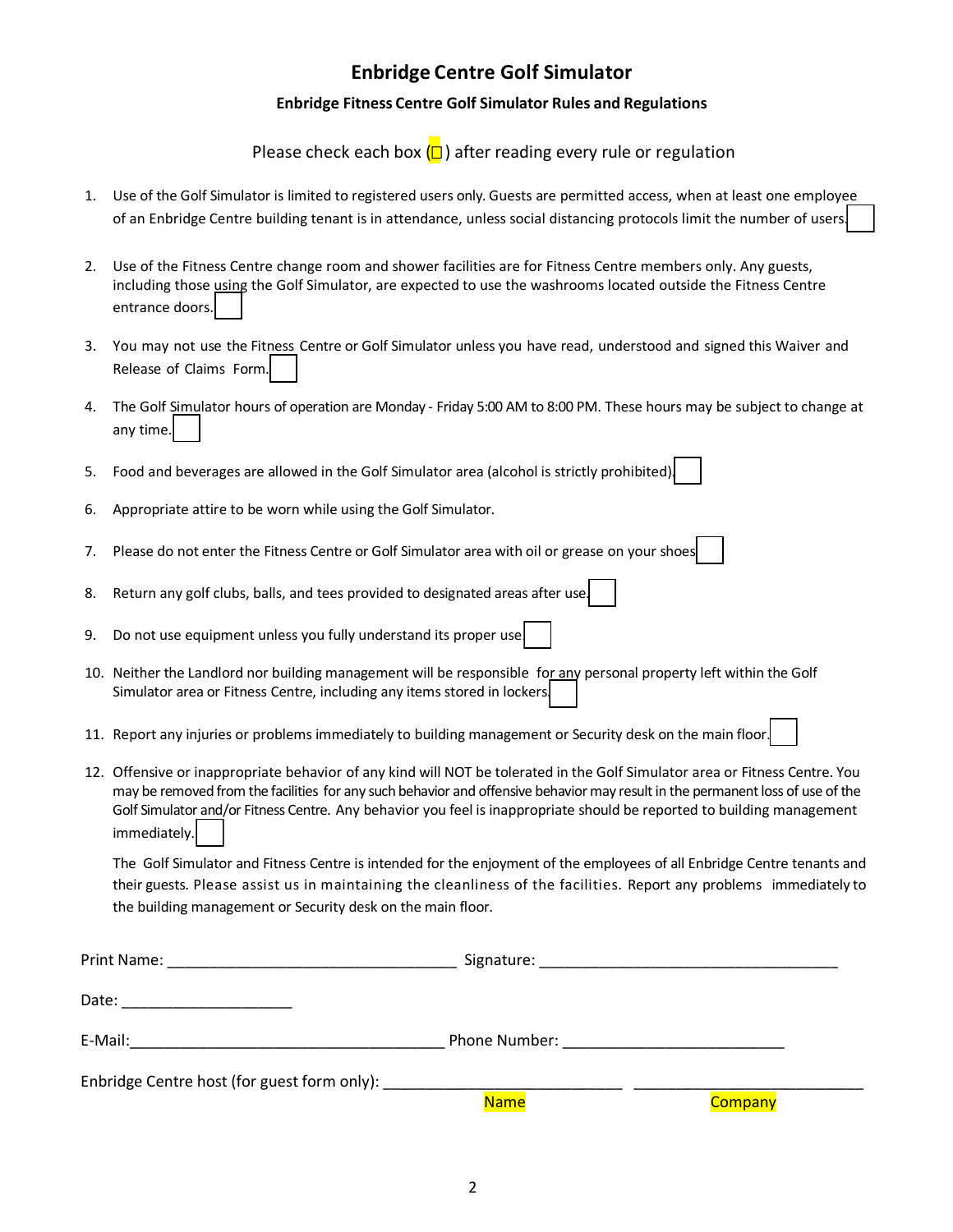# Enbridge Centre Golf Simulator

### Enbridge Fitness Centre Golf Simulator Rules and Regulations

Please check each box (□) after reading every rule or regulation

1. Use of the Golf Simulator is limited to registered users only. Guests are permitted access, when at least one employee of an Enbridge Centre building tenant is in attendance, unless social distancing protocols limit the number of users. ☐

2. Use of the Fitness Centre change room and shower facilities are for Fitness Centre members only. Any guests, including those using the Golf Simulator, are expected to use the washrooms located outside the Fitness Centre entrance doors. ☐

3. You may not use the Fitness Centre or Golf Simulator unless you have read, understood and signed this Waiver and Release of Claims Form. ☐

4. The Golf Simulator hours of operation are Monday - Friday 5:00 AM to 8:00 PM. These hours may be subject to change at any time. ☐

5. Food and beverages are allowed in the Golf Simulator area (alcohol is strictly prohibited). ☐

6. Appropriate attire to be worn while using the Golf Simulator.

7. Please do not enter the Fitness Centre or Golf Simulator area with oil or grease on your shoes ☐

8. Return any golf clubs, balls, and tees provided to designated areas after use. ☐

9. Do not use equipment unless you fully understand its proper use ☐

10. Neither the Landlord nor building management will be responsible for any personal property left within the Golf Simulator area or Fitness Centre, including any items stored in lockers. ☐

11. Report any injuries or problems immediately to building management or Security desk on the main floor. ☐

12. Offensive or inappropriate behavior of any kind will NOT be tolerated in the Golf Simulator area or Fitness Centre. You may be removed from the facilities for any such behavior and offensive behavior may result in the permanent loss of use of the Golf Simulator and/or Fitness Centre. Any behavior you feel is inappropriate should be reported to building management immediately. ☐

    The Golf Simulator and Fitness Centre is intended for the enjoyment of the employees of all Enbridge Centre tenants and their guests. Please assist us in maintaining the cleanliness of the facilities. Report any problems immediately to the building management or Security desk on the main floor.

Print Name: ___________________________________ Signature: ___________________________________

Date: ____________________

E-Mail: ______________________________________ Phone Number: __________________________

Enbridge Centre host (for guest form only): ____________________________ ___________________________

Name Company